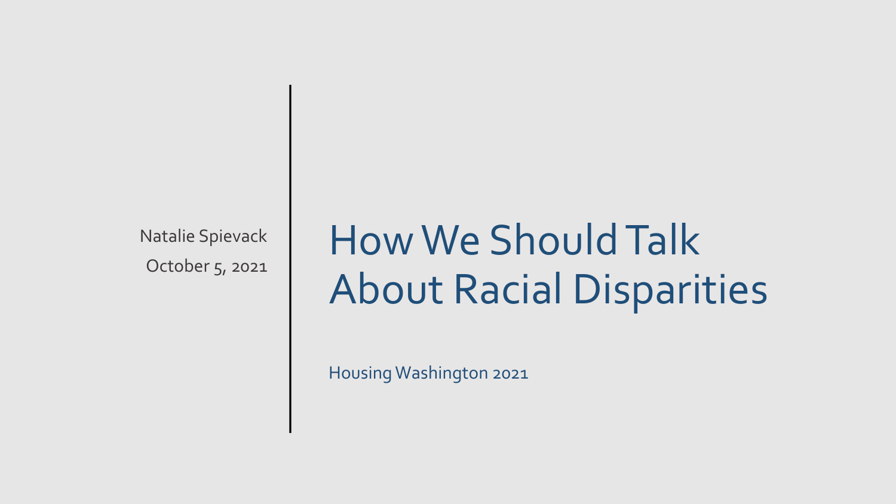# How We Should Talk About Racial Disparities

Housing Washington 2021

Natalie Spievack

October 5, 2021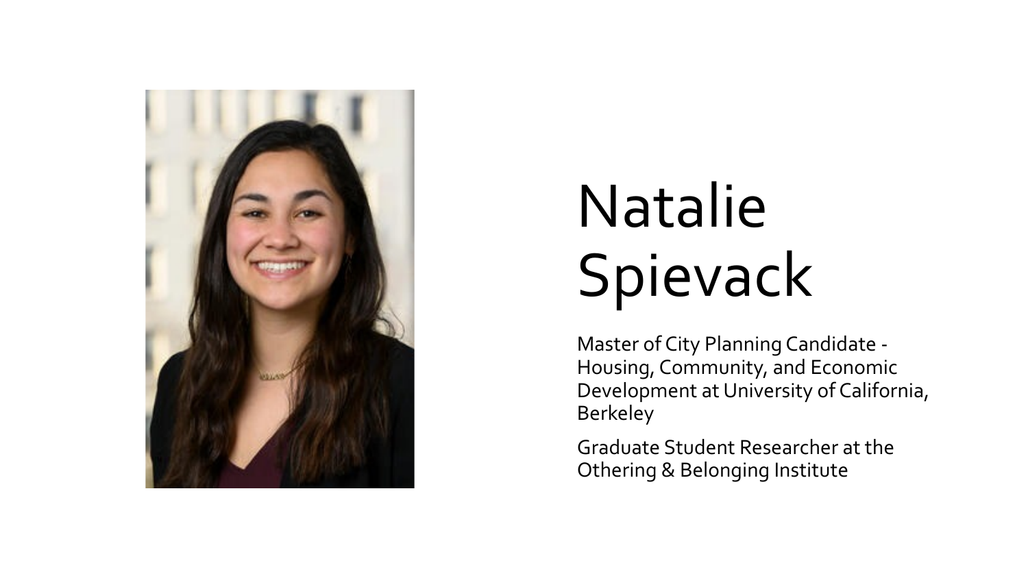# Natalie Spievack

Master of City Planning Candidate - Housing, Community, and Economic Development at University of California, Berkeley

Graduate Student Researcher at the Othering & Belonging Institute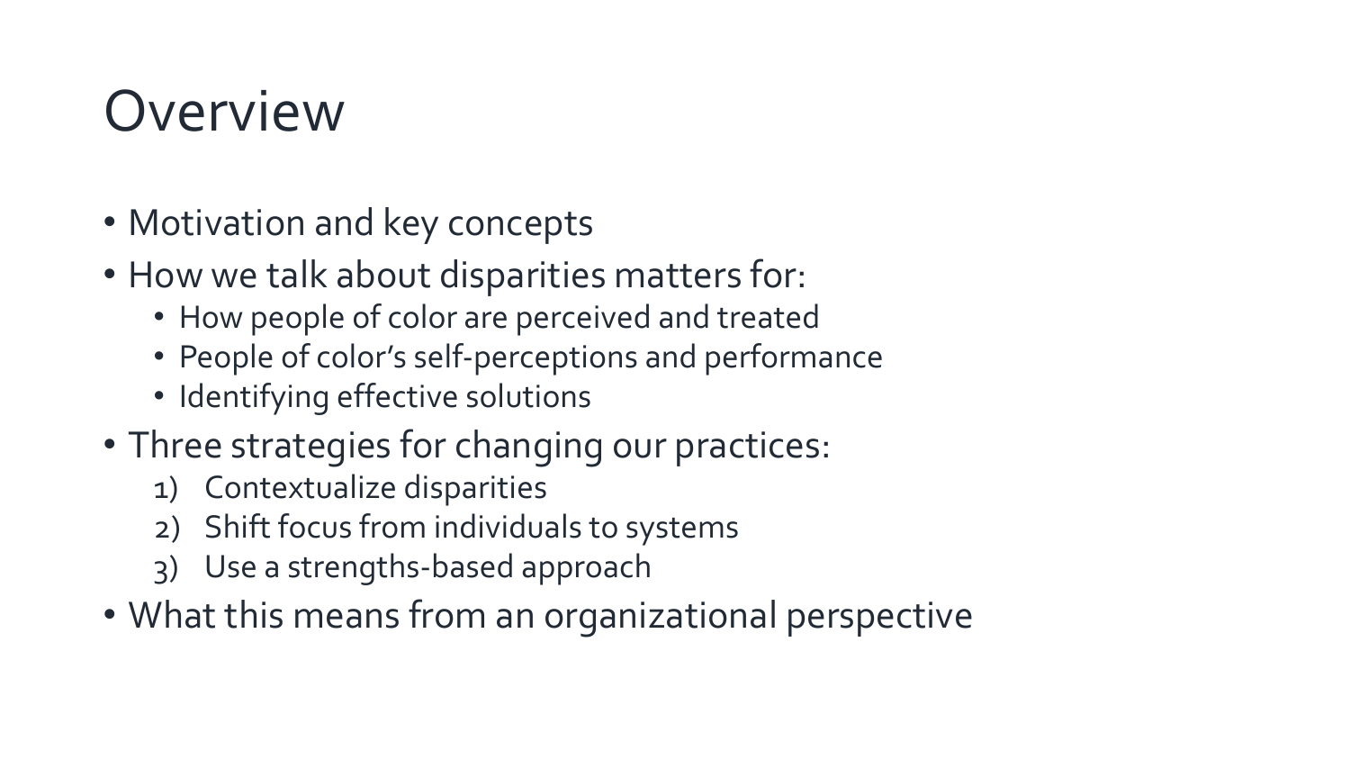# Overview

- Motivation and key concepts
- How we talk about disparities matters for:
  - How people of color are perceived and treated
  - People of color's self-perceptions and performance
  - Identifying effective solutions
- Three strategies for changing our practices:
  1) Contextualize disparities
  2) Shift focus from individuals to systems
  3) Use a strengths-based approach
- What this means from an organizational perspective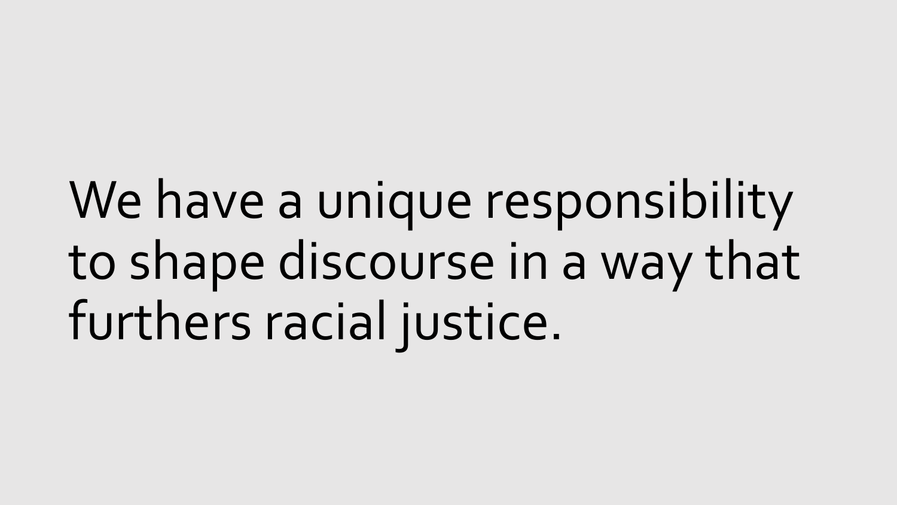We have a unique responsibility to shape discourse in a way that furthers racial justice.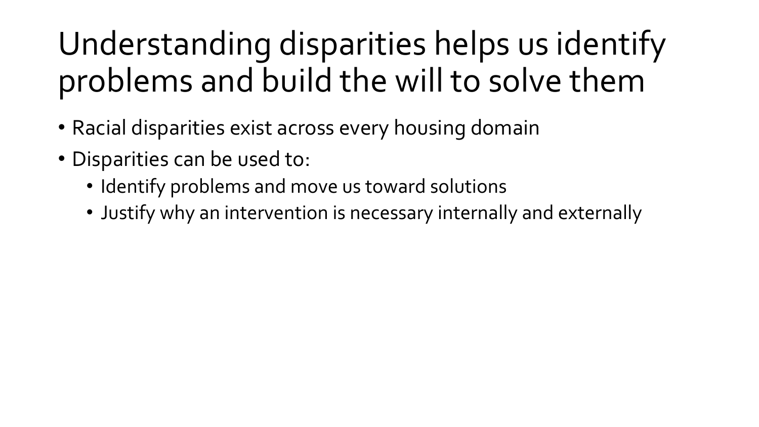# Understanding disparities helps us identify problems and build the will to solve them

- Racial disparities exist across every housing domain
- Disparities can be used to:
  - Identify problems and move us toward solutions
  - Justify why an intervention is necessary internally and externally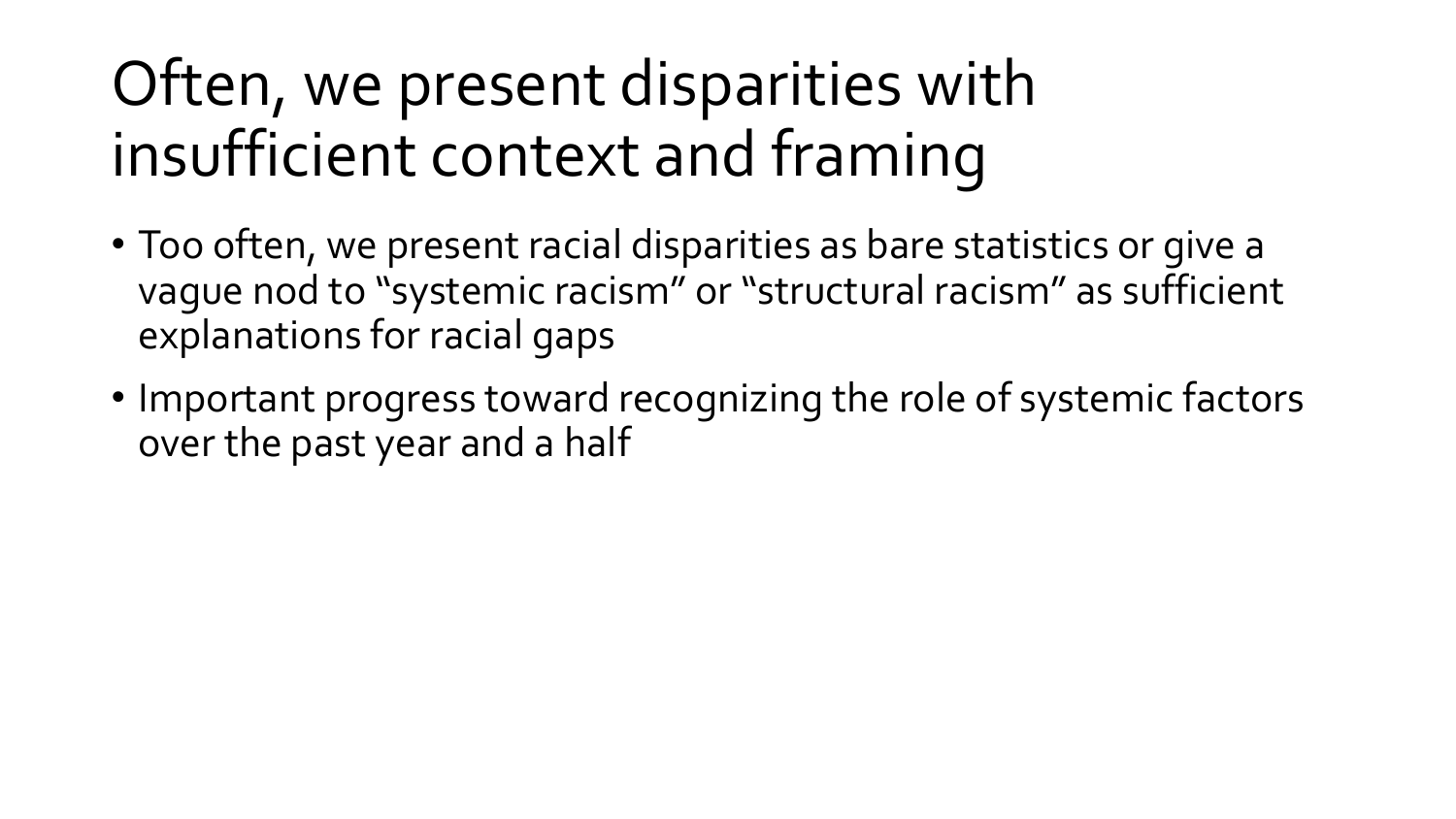# Often, we present disparities with insufficient context and framing

- Too often, we present racial disparities as bare statistics or give a vague nod to "systemic racism" or "structural racism" as sufficient explanations for racial gaps
- Important progress toward recognizing the role of systemic factors over the past year and a half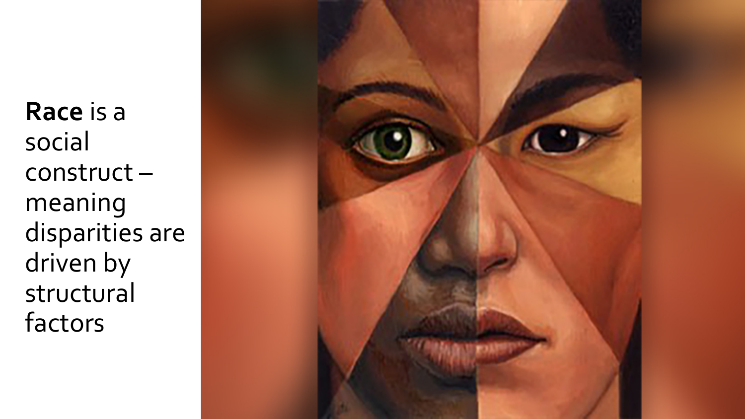**Race** is a social construct – meaning disparities are driven by structural factors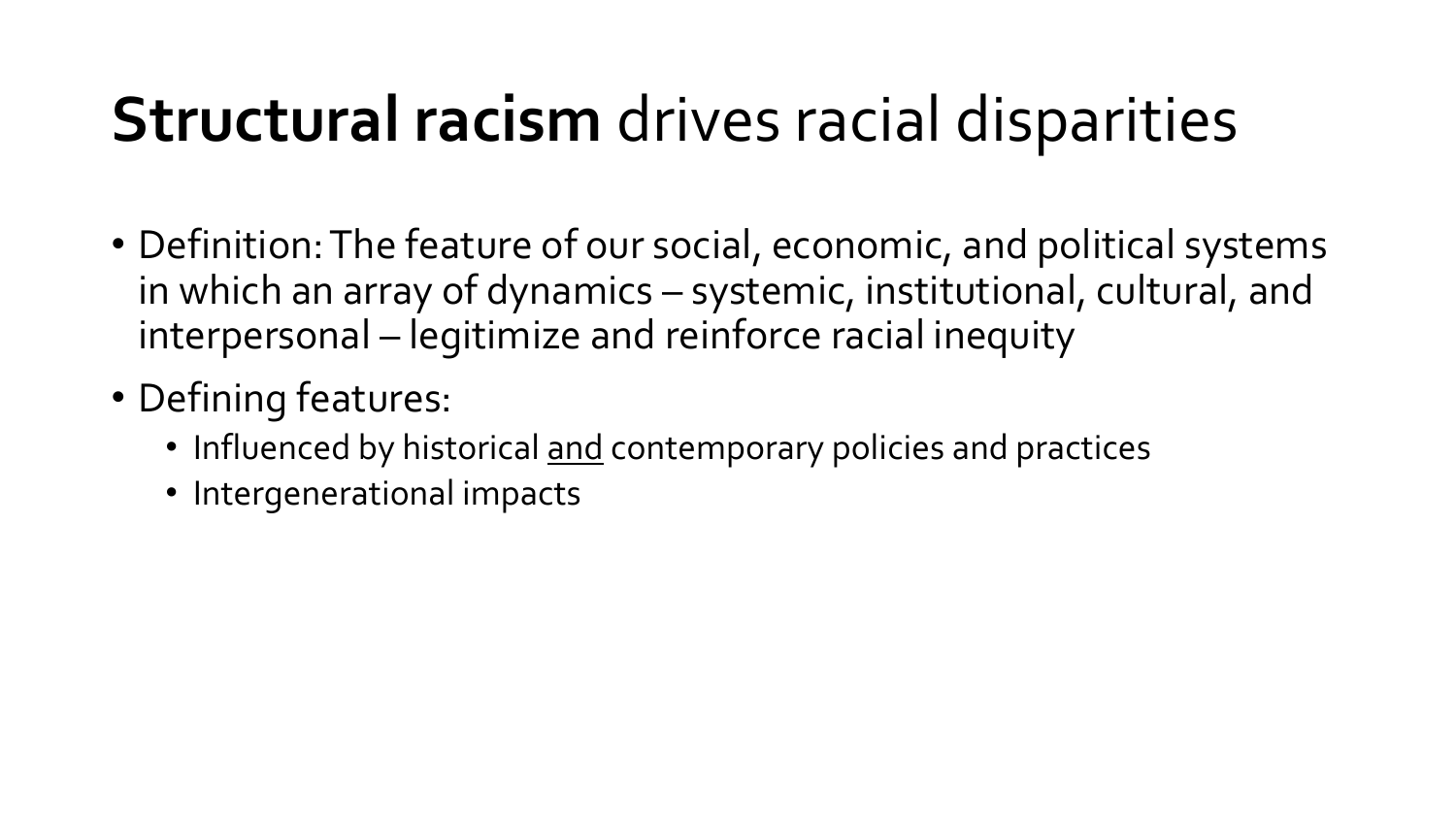# **Structural racism** drives racial disparities

- Definition: The feature of our social, economic, and political systems in which an array of dynamics – systemic, institutional, cultural, and interpersonal – legitimize and reinforce racial inequity
- Defining features:
  - Influenced by historical <u>and</u> contemporary policies and practices
  - Intergenerational impacts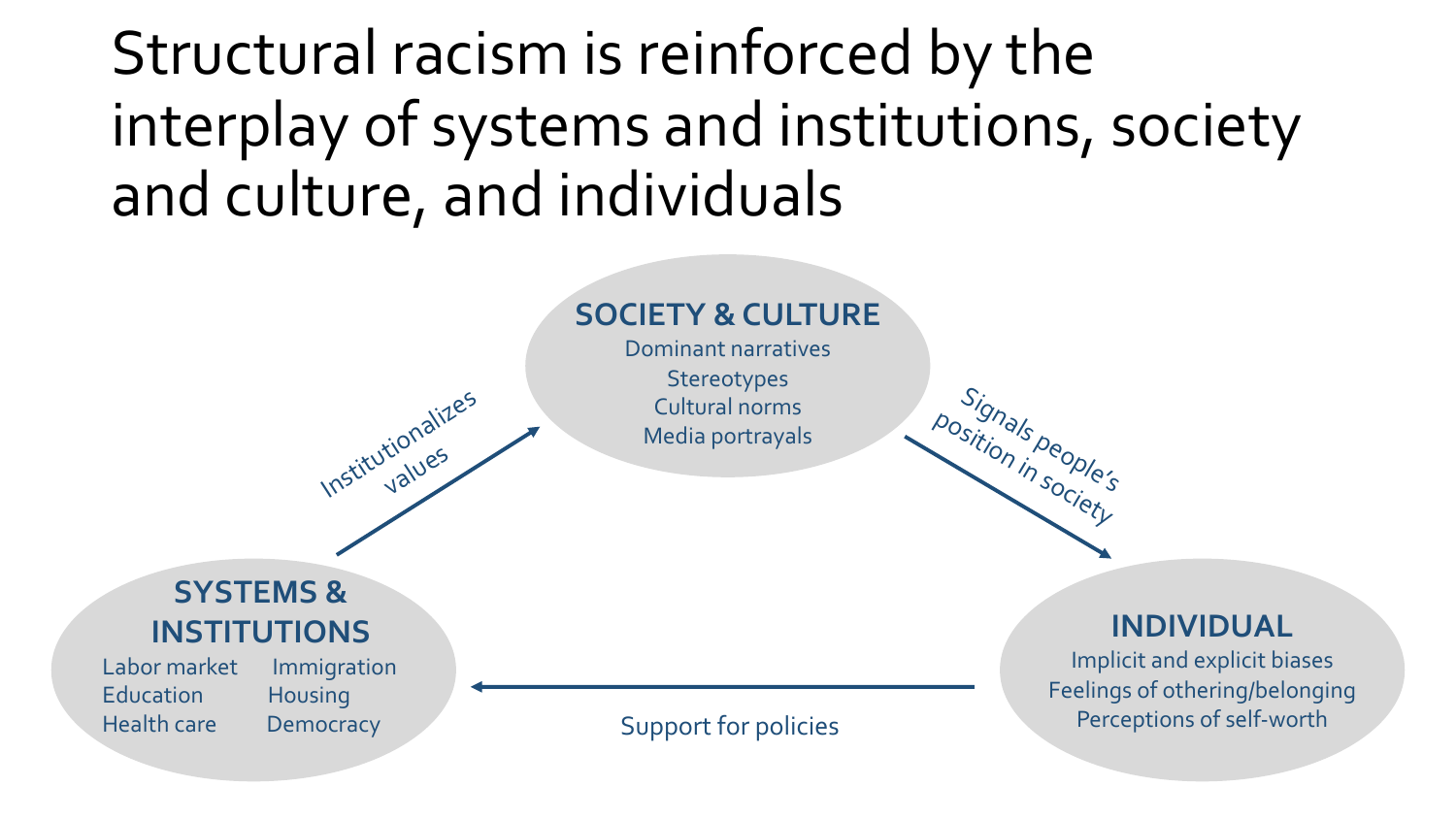# Structural racism is reinforced by the interplay of systems and institutions, society and culture, and individuals

**SOCIETY & CULTURE**
- Dominant narratives
- Stereotypes
- Cultural norms
- Media portrayals

**SYSTEMS & INSTITUTIONS**
- Labor market
- Education
- Health care
- Immigration
- Housing
- Democracy

**INDIVIDUAL**
- Implicit and explicit biases
- Feelings of othering/belonging
- Perceptions of self-worth

Systems & Institutions → Society & Culture: Institutionalizes values

Society & Culture → Individual: Signals people's position in society

Individual → Systems & Institutions: Support for policies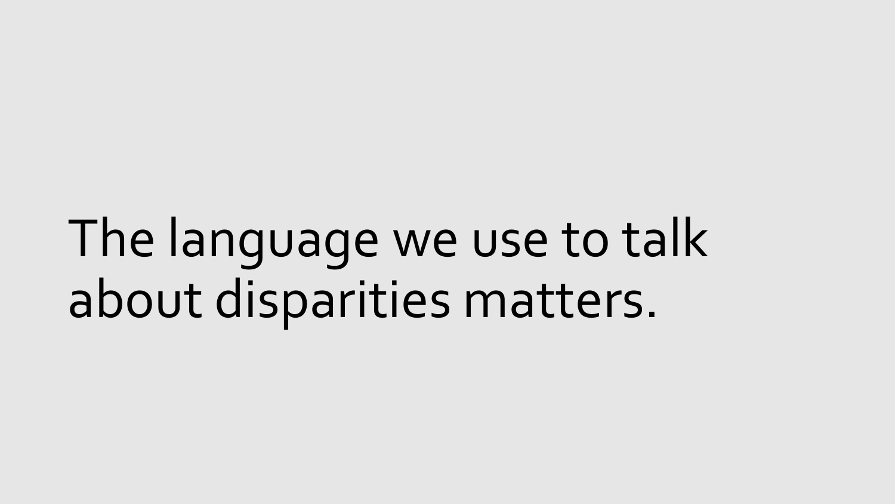# The language we use to talk about disparities matters.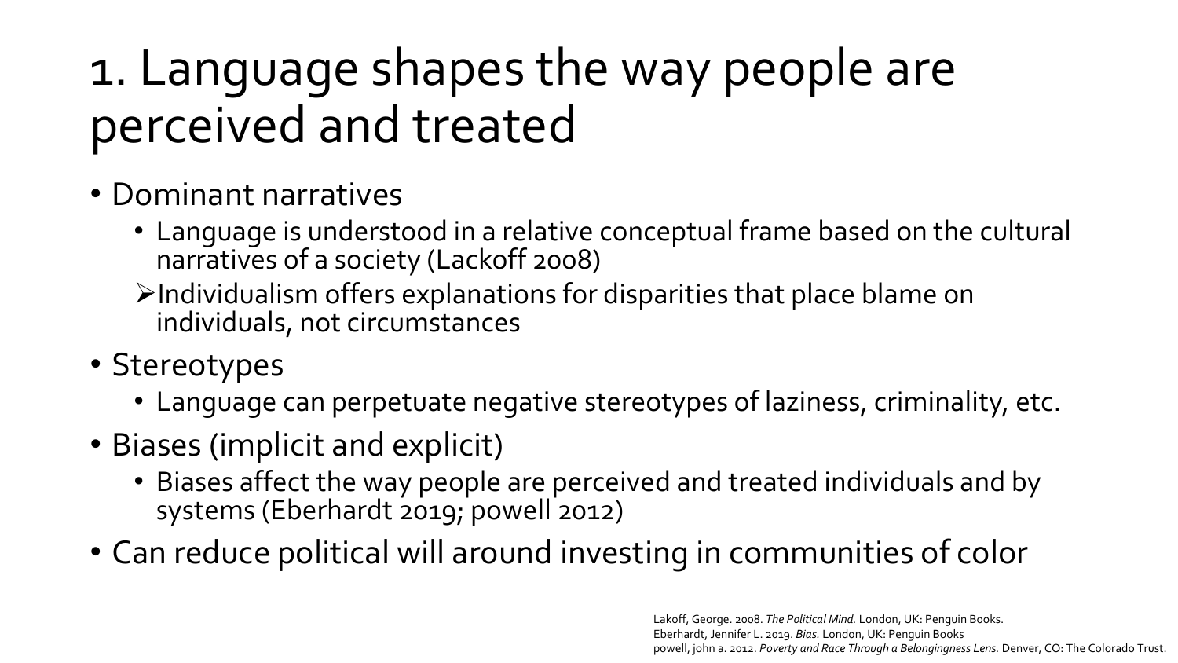# 1. Language shapes the way people are perceived and treated

- Dominant narratives
  - Language is understood in a relative conceptual frame based on the cultural narratives of a society (Lackoff 2008)
  - Individualism offers explanations for disparities that place blame on individuals, not circumstances
- Stereotypes
  - Language can perpetuate negative stereotypes of laziness, criminality, etc.
- Biases (implicit and explicit)
  - Biases affect the way people are perceived and treated individuals and by systems (Eberhardt 2019; powell 2012)
- Can reduce political will around investing in communities of color

Lakoff, George. 2008. *The Political Mind.* London, UK: Penguin Books.
Eberhardt, Jennifer L. 2019. *Bias.* London, UK: Penguin Books
powell, john a. 2012. *Poverty and Race Through a Belongingness Lens.* Denver, CO: The Colorado Trust.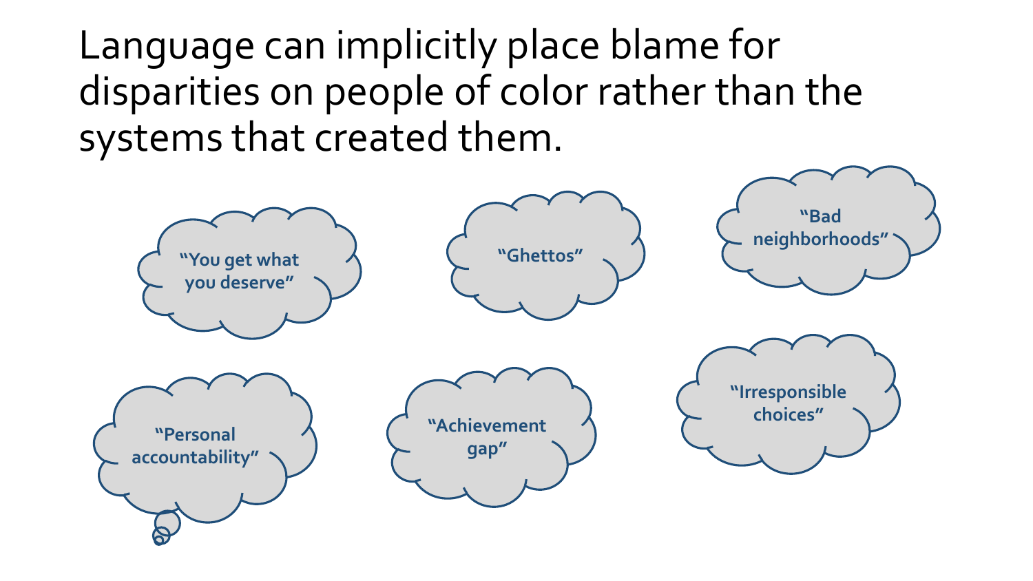# Language can implicitly place blame for disparities on people of color rather than the systems that created them.

- "You get what you deserve"
- "Ghettos"
- "Bad neighborhoods"
- "Personal accountability"
- "Achievement gap"
- "Irresponsible choices"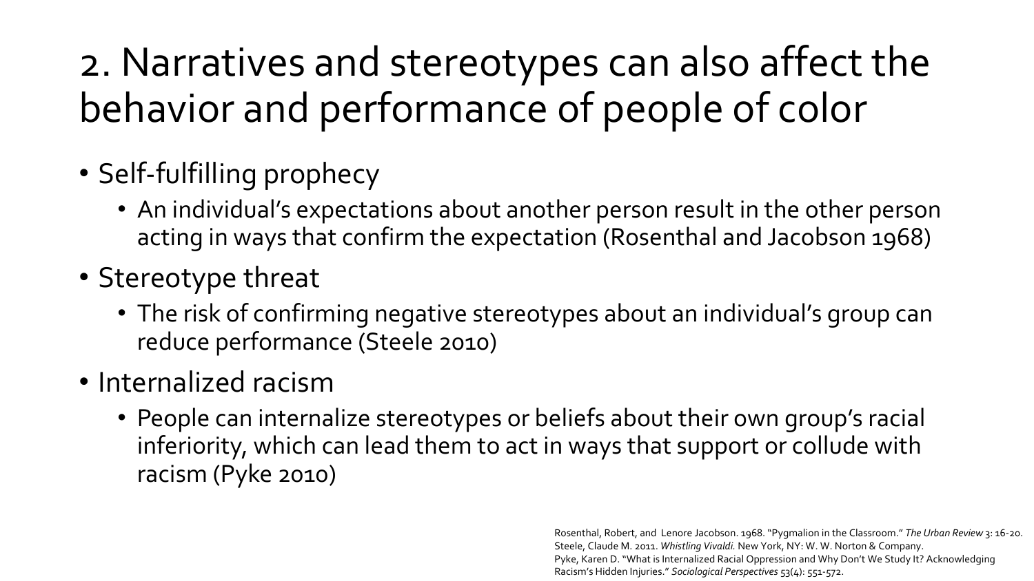# 2. Narratives and stereotypes can also affect the behavior and performance of people of color

- Self-fulfilling prophecy
  - An individual's expectations about another person result in the other person acting in ways that confirm the expectation (Rosenthal and Jacobson 1968)
- Stereotype threat
  - The risk of confirming negative stereotypes about an individual's group can reduce performance (Steele 2010)
- Internalized racism
  - People can internalize stereotypes or beliefs about their own group's racial inferiority, which can lead them to act in ways that support or collude with racism (Pyke 2010)

Rosenthal, Robert, and Lenore Jacobson. 1968. "Pygmalion in the Classroom." *The Urban Review* 3: 16-20.
Steele, Claude M. 2011. *Whistling Vivaldi.* New York, NY: W. W. Norton & Company.
Pyke, Karen D. "What is Internalized Racial Oppression and Why Don't We Study It? Acknowledging Racism's Hidden Injuries." *Sociological Perspectives* 53(4): 551-572.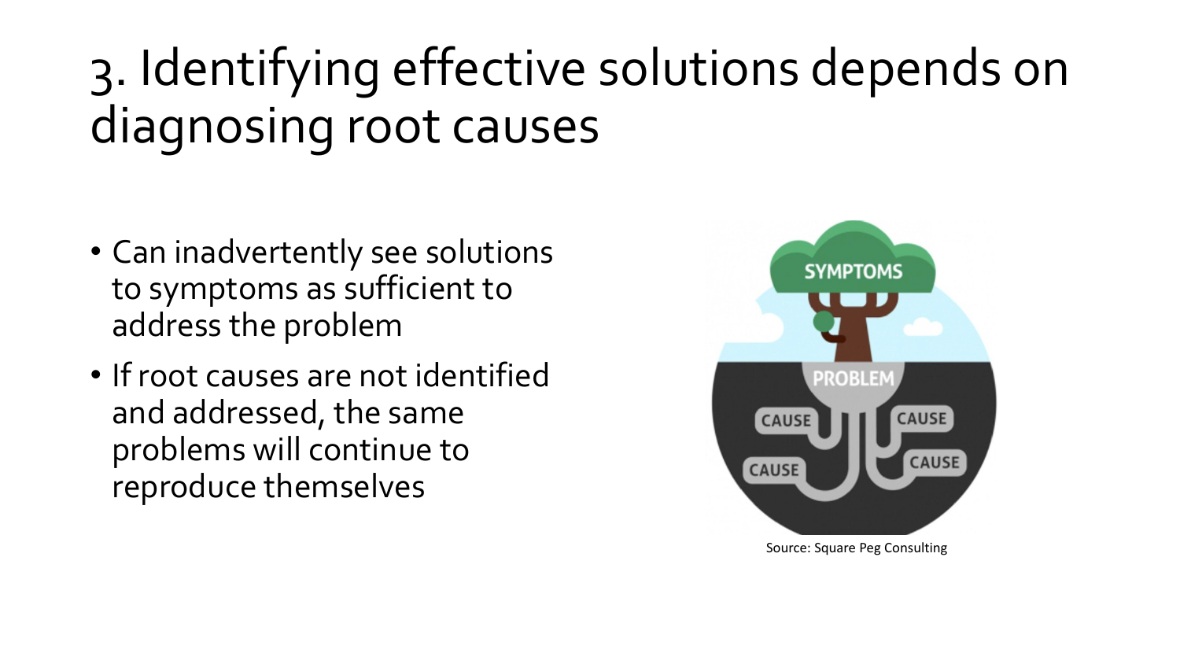# 3. Identifying effective solutions depends on diagnosing root causes

- Can inadvertently see solutions to symptoms as sufficient to address the problem
- If root causes are not identified and addressed, the same problems will continue to reproduce themselves

Source: Square Peg Consulting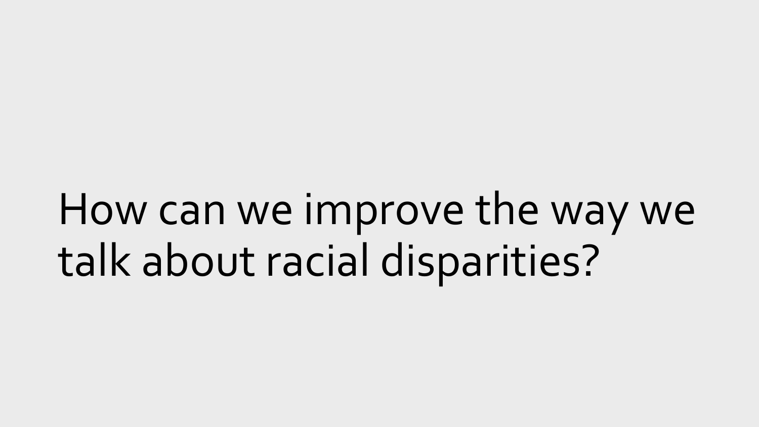# How can we improve the way we talk about racial disparities?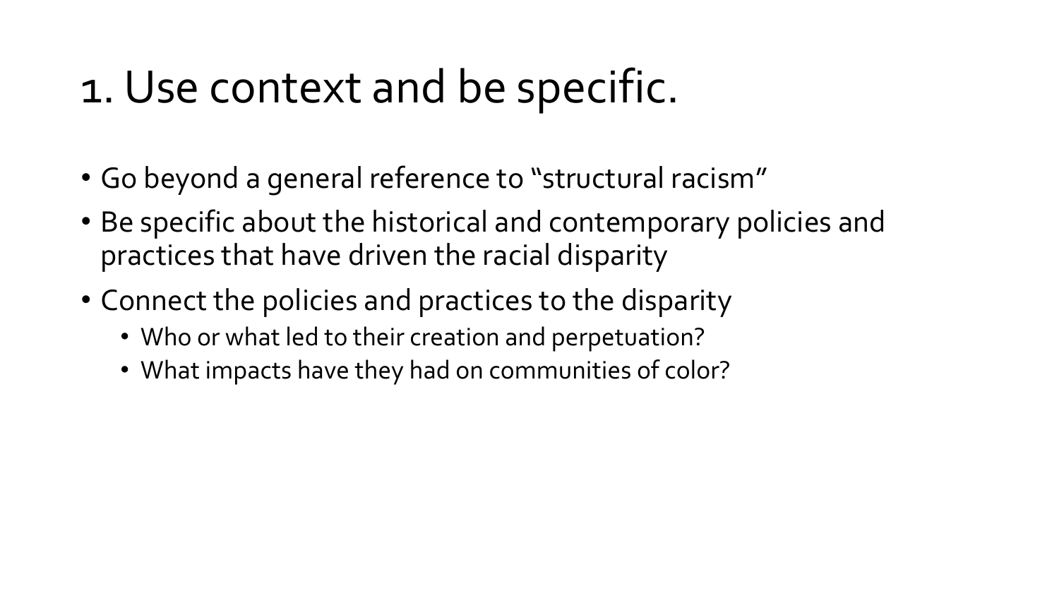# 1. Use context and be specific.

- Go beyond a general reference to "structural racism"
- Be specific about the historical and contemporary policies and practices that have driven the racial disparity
- Connect the policies and practices to the disparity
  - Who or what led to their creation and perpetuation?
  - What impacts have they had on communities of color?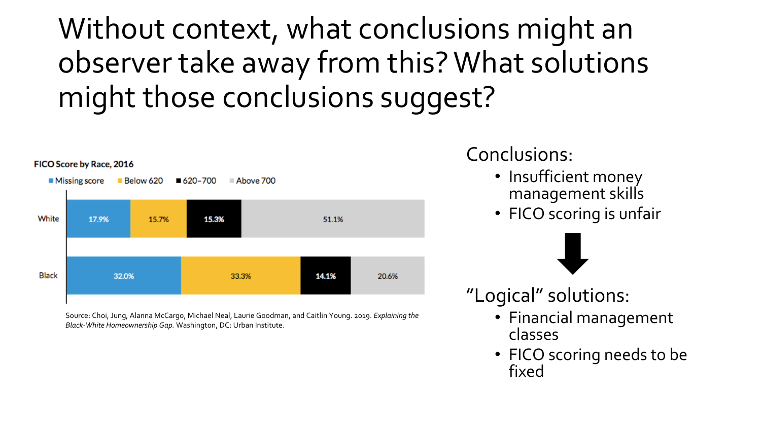# Without context, what conclusions might an observer take away from this? What solutions might those conclusions suggest?

**FICO Score by Race, 2016**

| | Missing score | Below 620 | 620–700 | Above 700 |
|---|---|---|---|---|
| White | 17.9% | 15.7% | 15.3% | 51.1% |
| Black | 32.0% | 33.3% | 14.1% | 20.6% |

Source: Choi, Jung, Alanna McCargo, Michael Neal, Laurie Goodman, and Caitlin Young. 2019. *Explaining the Black-White Homeownership Gap.* Washington, DC: Urban Institute.

Conclusions:

- Insufficient money management skills
- FICO scoring is unfair

"Logical" solutions:

- Financial management classes
- FICO scoring needs to be fixed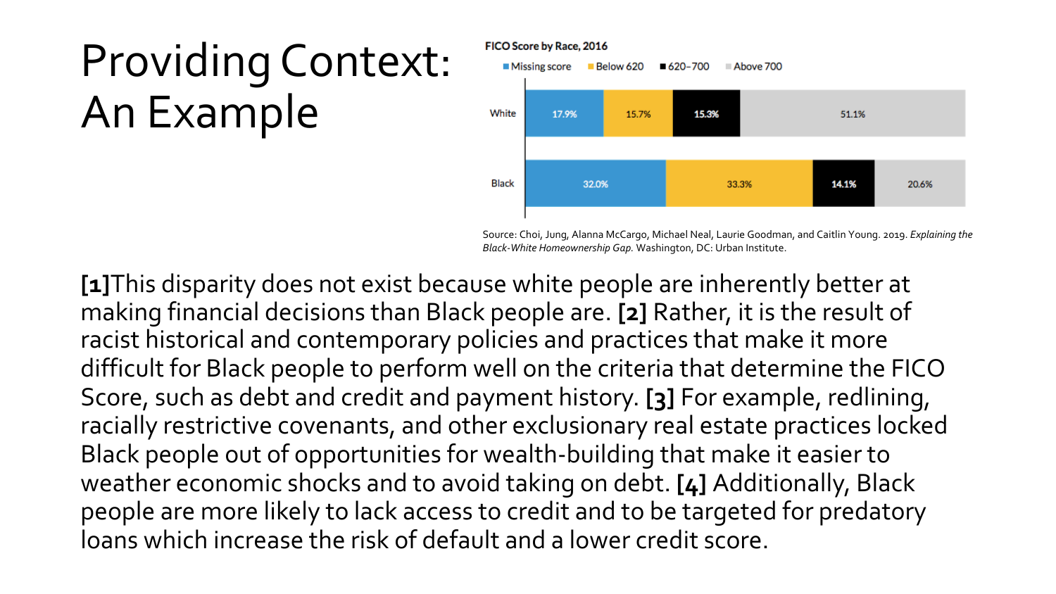# Providing Context: An Example

**FICO Score by Race, 2016**

| | Missing score | Below 620 | 620–700 | Above 700 |
|---|---|---|---|---|
| White | 17.9% | 15.7% | 15.3% | 51.1% |
| Black | 32.0% | 33.3% | 14.1% | 20.6% |

Source: Choi, Jung, Alanna McCargo, Michael Neal, Laurie Goodman, and Caitlin Young. 2019. *Explaining the Black-White Homeownership Gap.* Washington, DC: Urban Institute.

**[1]**This disparity does not exist because white people are inherently better at making financial decisions than Black people are. **[2]** Rather, it is the result of racist historical and contemporary policies and practices that make it more difficult for Black people to perform well on the criteria that determine the FICO Score, such as debt and credit and payment history. **[3]** For example, redlining, racially restrictive covenants, and other exclusionary real estate practices locked Black people out of opportunities for wealth-building that make it easier to weather economic shocks and to avoid taking on debt. **[4]** Additionally, Black people are more likely to lack access to credit and to be targeted for predatory loans which increase the risk of default and a lower credit score.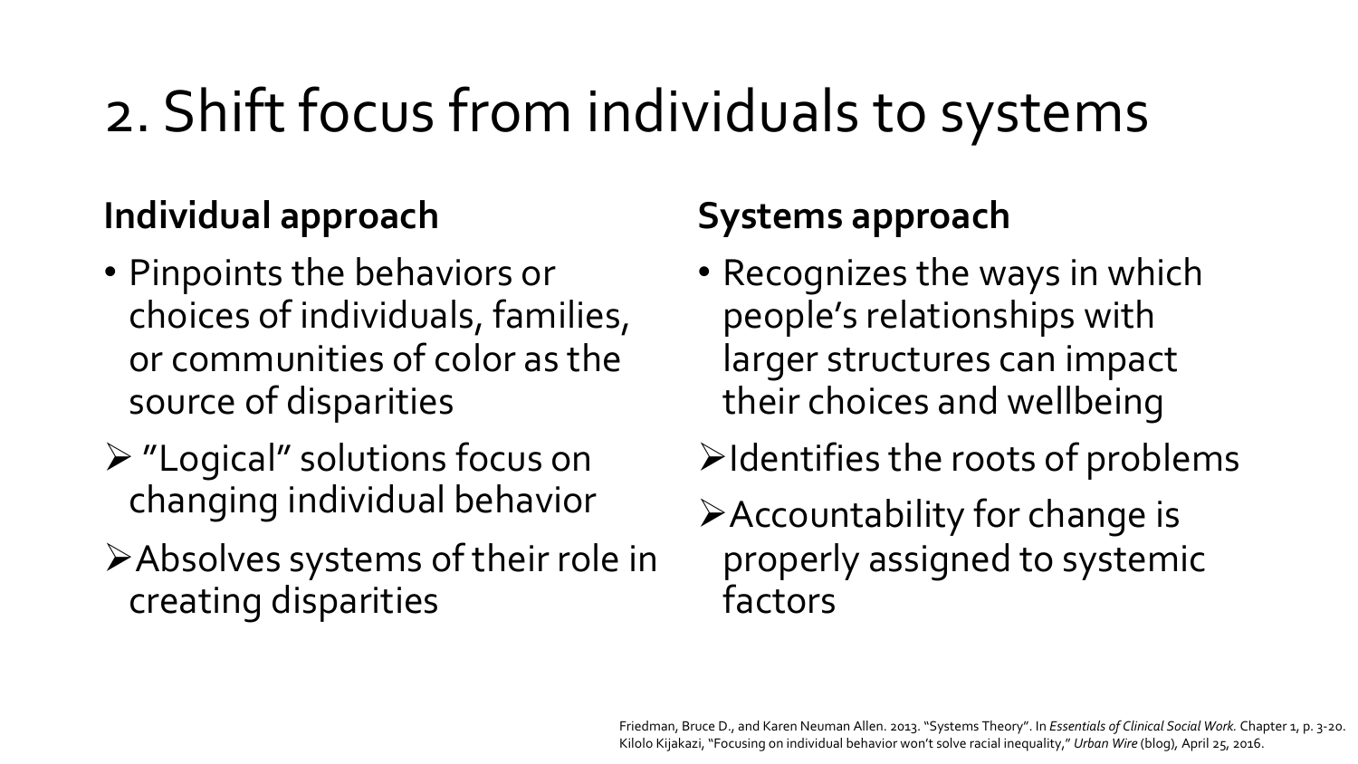# 2. Shift focus from individuals to systems

**Individual approach**

- Pinpoints the behaviors or choices of individuals, families, or communities of color as the source of disparities
- "Logical" solutions focus on changing individual behavior
- Absolves systems of their role in creating disparities

**Systems approach**

- Recognizes the ways in which people's relationships with larger structures can impact their choices and wellbeing
- Identifies the roots of problems
- Accountability for change is properly assigned to systemic factors

Friedman, Bruce D., and Karen Neuman Allen. 2013. "Systems Theory". In *Essentials of Clinical Social Work.* Chapter 1, p. 3-20.
Kilolo Kijakazi, "Focusing on individual behavior won't solve racial inequality," *Urban Wire* (blog), April 25, 2016.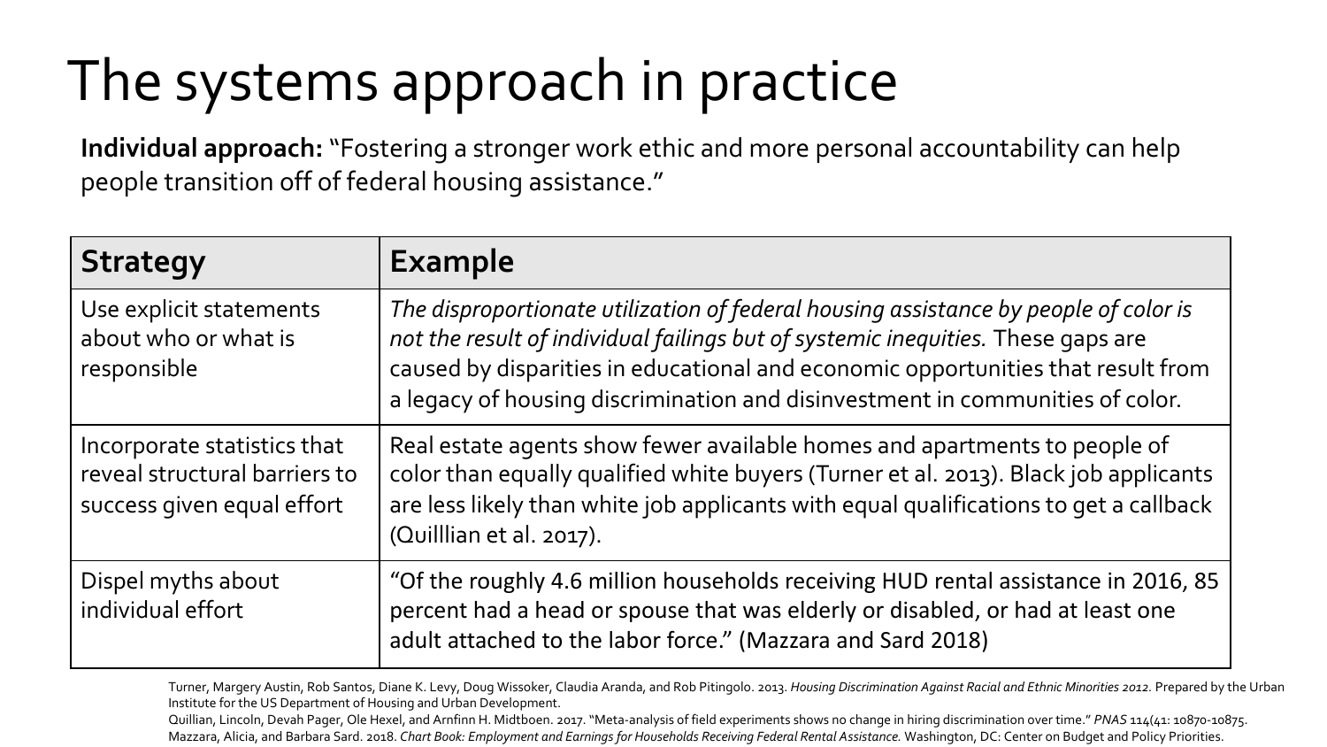# The systems approach in practice

**Individual approach:** "Fostering a stronger work ethic and more personal accountability can help people transition off of federal housing assistance."

| Strategy | Example |
| --- | --- |
| Use explicit statements about who or what is responsible | *The disproportionate utilization of federal housing assistance by people of color is not the result of individual failings but of systemic inequities.* These gaps are caused by disparities in educational and economic opportunities that result from a legacy of housing discrimination and disinvestment in communities of color. |
| Incorporate statistics that reveal structural barriers to success given equal effort | Real estate agents show fewer available homes and apartments to people of color than equally qualified white buyers (Turner et al. 2013). Black job applicants are less likely than white job applicants with equal qualifications to get a callback (Quilllian et al. 2017). |
| Dispel myths about individual effort | "Of the roughly 4.6 million households receiving HUD rental assistance in 2016, 85 percent had a head or spouse that was elderly or disabled, or had at least one adult attached to the labor force." (Mazzara and Sard 2018) |

Turner, Margery Austin, Rob Santos, Diane K. Levy, Doug Wissoker, Claudia Aranda, and Rob Pitingolo. 2013. *Housing Discrimination Against Racial and Ethnic Minorities 2012.* Prepared by the Urban Institute for the US Department of Housing and Urban Development.

Quillian, Lincoln, Devah Pager, Ole Hexel, and Arnfinn H. Midtboen. 2017. "Meta-analysis of field experiments shows no change in hiring discrimination over time." *PNAS* 114(41: 10870-10875.

Mazzara, Alicia, and Barbara Sard. 2018. *Chart Book: Employment and Earnings for Households Receiving Federal Rental Assistance.* Washington, DC: Center on Budget and Policy Priorities.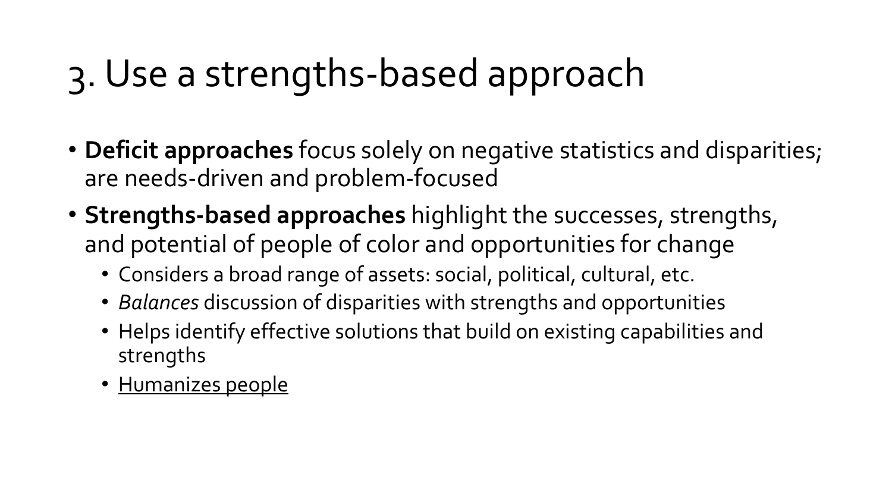# 3. Use a strengths-based approach

- **Deficit approaches** focus solely on negative statistics and disparities; are needs-driven and problem-focused
- **Strengths-based approaches** highlight the successes, strengths, and potential of people of color and opportunities for change
  - Considers a broad range of assets: social, political, cultural, etc.
  - *Balances* discussion of disparities with strengths and opportunities
  - Helps identify effective solutions that build on existing capabilities and strengths
  - <u>Humanizes people</u>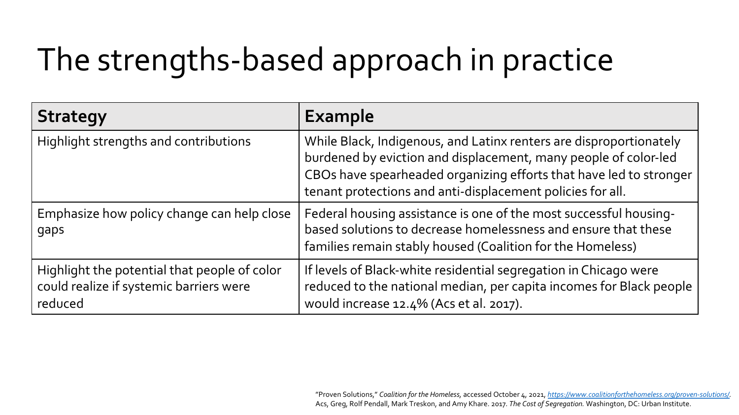# The strengths-based approach in practice

| **Strategy** | **Example** |
|---|---|
| Highlight strengths and contributions | While Black, Indigenous, and Latinx renters are disproportionately burdened by eviction and displacement, many people of color-led CBOs have spearheaded organizing efforts that have led to stronger tenant protections and anti-displacement policies for all. |
| Emphasize how policy change can help close gaps | Federal housing assistance is one of the most successful housing-based solutions to decrease homelessness and ensure that these families remain stably housed (Coalition for the Homeless) |
| Highlight the potential that people of color could realize if systemic barriers were reduced | If levels of Black-white residential segregation in Chicago were reduced to the national median, per capita incomes for Black people would increase 12.4% (Acs et al. 2017). |

"Proven Solutions," *Coalition for the Homeless*, accessed October 4, 2021, https://www.coalitionforthehomeless.org/proven-solutions/.
Acs, Greg, Rolf Pendall, Mark Treskon, and Amy Khare. 2017. *The Cost of Segregation.* Washington, DC: Urban Institute.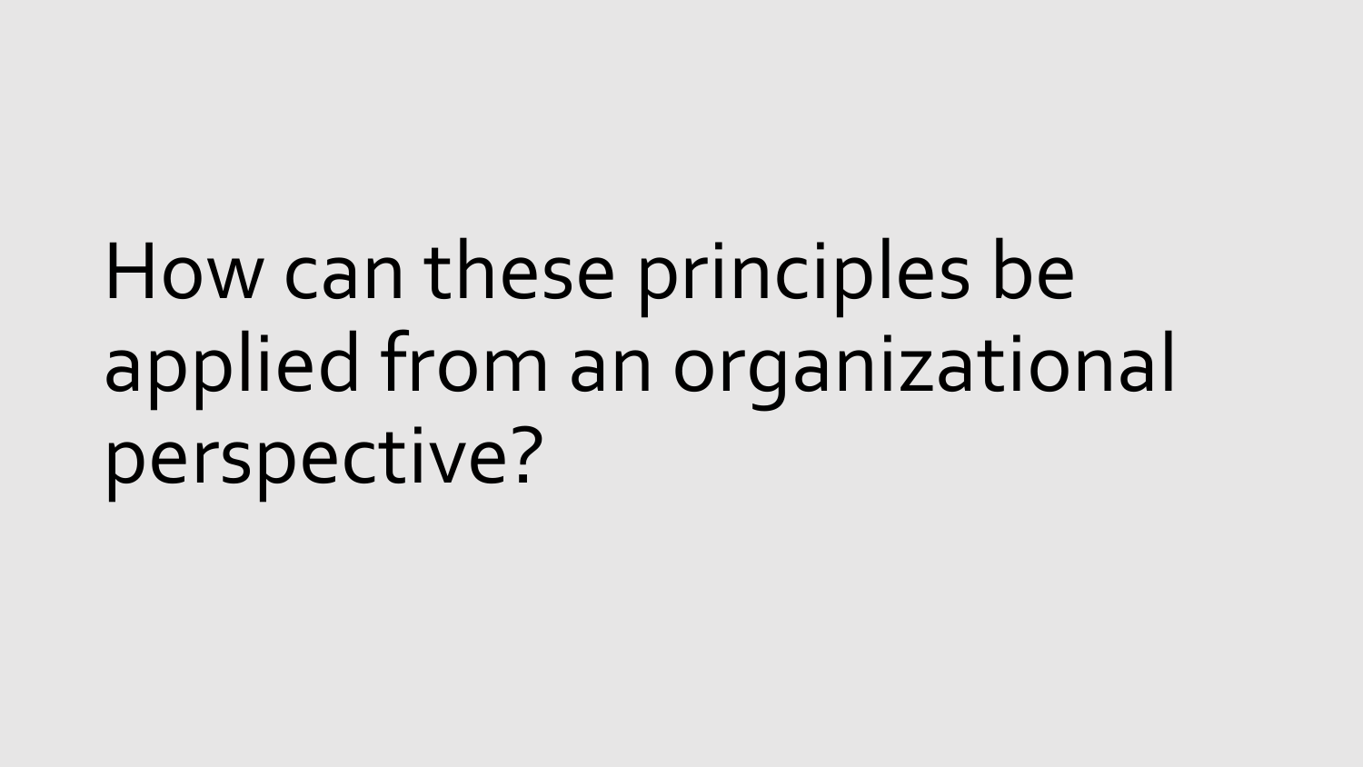# How can these principles be applied from an organizational perspective?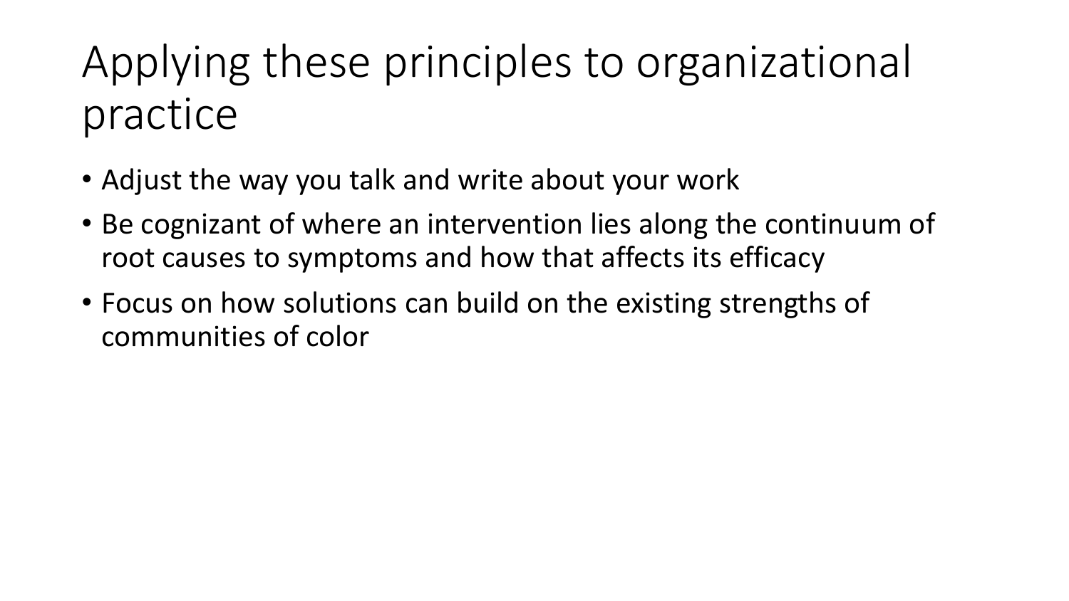# Applying these principles to organizational practice

- Adjust the way you talk and write about your work
- Be cognizant of where an intervention lies along the continuum of root causes to symptoms and how that affects its efficacy
- Focus on how solutions can build on the existing strengths of communities of color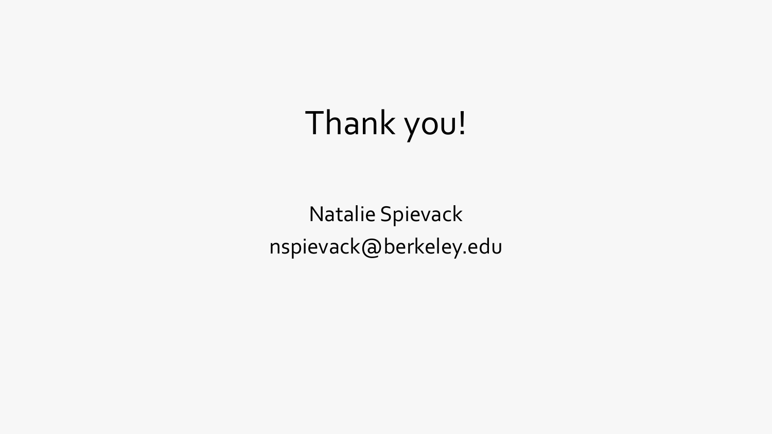# Thank you!

Natalie Spievack

nspievack@berkeley.edu